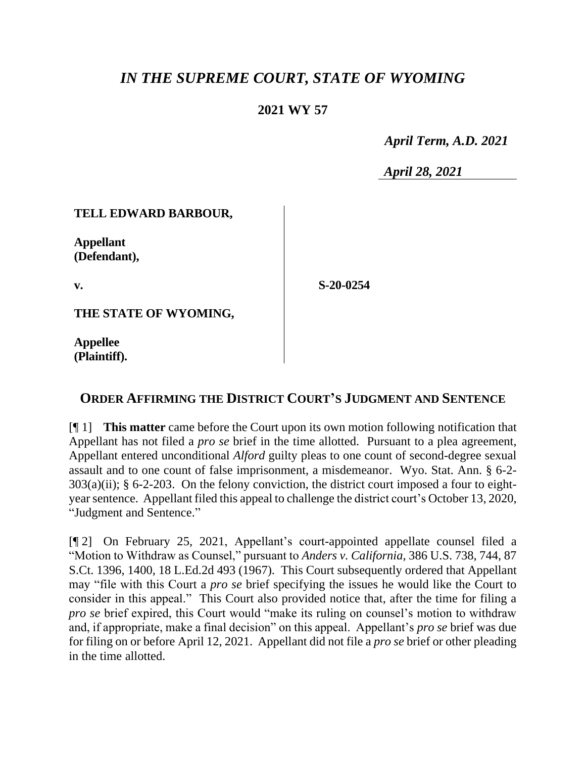# *IN THE SUPREME COURT, STATE OF WYOMING*

## 2021 WY 57

*April Term, A.D. 2021*

*April 28, 2021*

| | |
|---|---|
| **TELL EDWARD BARBOUR,**<br><br>**Appellant (Defendant),**<br><br>**v.**<br><br>**THE STATE OF WYOMING,**<br><br>**Appellee (Plaintiff).** | **S-20-0254** |

## ORDER AFFIRMING THE DISTRICT COURT'S JUDGMENT AND SENTENCE

[¶ 1] **This matter** came before the Court upon its own motion following notification that Appellant has not filed a *pro se* brief in the time allotted. Pursuant to a plea agreement, Appellant entered unconditional *Alford* guilty pleas to one count of second-degree sexual assault and to one count of false imprisonment, a misdemeanor. Wyo. Stat. Ann. § 6-2-303(a)(ii); § 6-2-203. On the felony conviction, the district court imposed a four to eight-year sentence. Appellant filed this appeal to challenge the district court's October 13, 2020, "Judgment and Sentence."

[¶ 2] On February 25, 2021, Appellant's court-appointed appellate counsel filed a "Motion to Withdraw as Counsel," pursuant to *Anders v. California*, 386 U.S. 738, 744, 87 S.Ct. 1396, 1400, 18 L.Ed.2d 493 (1967). This Court subsequently ordered that Appellant may "file with this Court a *pro se* brief specifying the issues he would like the Court to consider in this appeal." This Court also provided notice that, after the time for filing a *pro se* brief expired, this Court would "make its ruling on counsel's motion to withdraw and, if appropriate, make a final decision" on this appeal. Appellant's *pro se* brief was due for filing on or before April 12, 2021. Appellant did not file a *pro se* brief or other pleading in the time allotted.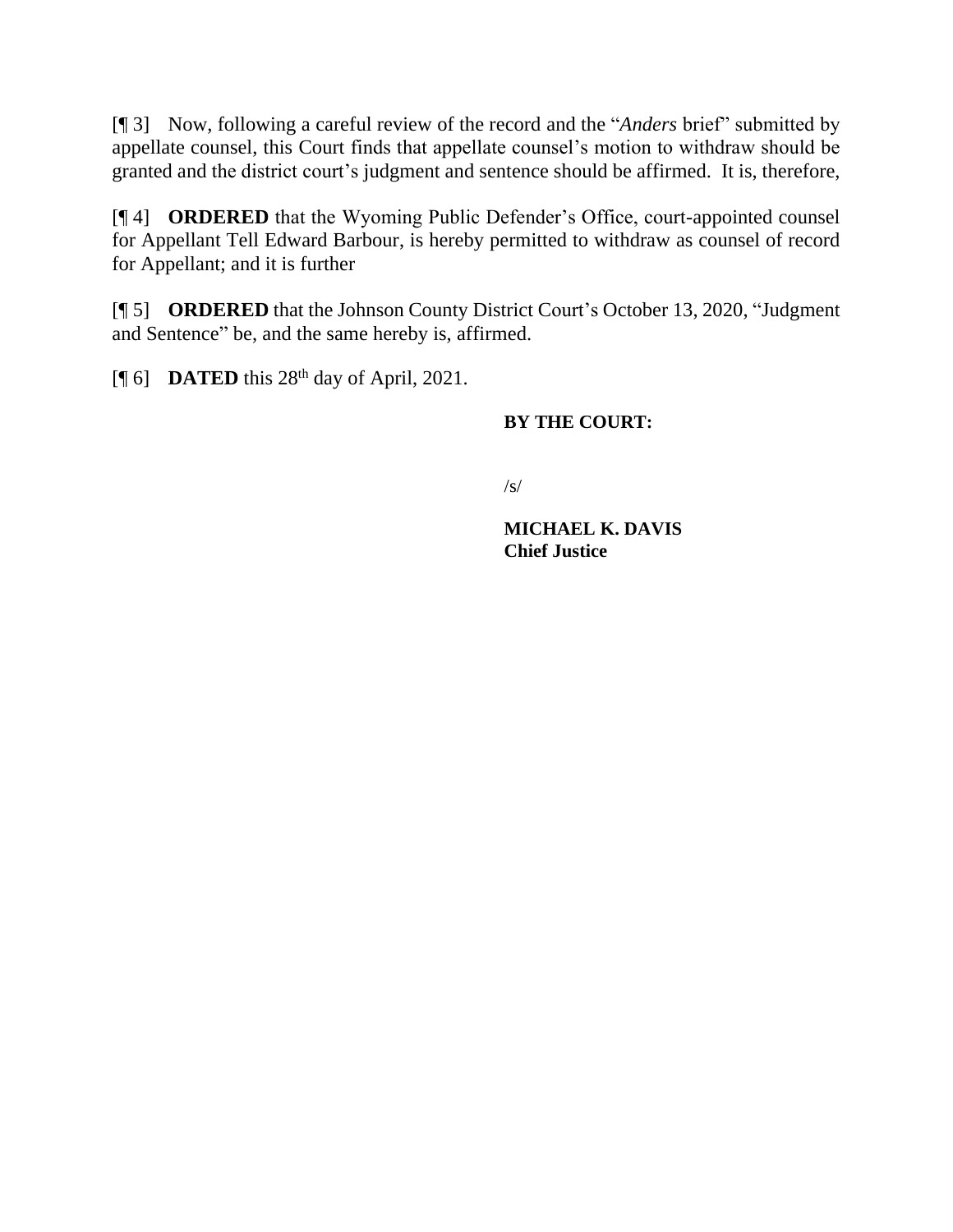[¶ 3] Now, following a careful review of the record and the "*Anders* brief" submitted by appellate counsel, this Court finds that appellate counsel's motion to withdraw should be granted and the district court's judgment and sentence should be affirmed. It is, therefore,

[¶ 4] **ORDERED** that the Wyoming Public Defender's Office, court-appointed counsel for Appellant Tell Edward Barbour, is hereby permitted to withdraw as counsel of record for Appellant; and it is further

[¶ 5] **ORDERED** that the Johnson County District Court's October 13, 2020, "Judgment and Sentence" be, and the same hereby is, affirmed.

[¶ 6] **DATED** this 28th day of April, 2021.

**BY THE COURT:**

/s/

**MICHAEL K. DAVIS**
**Chief Justice**